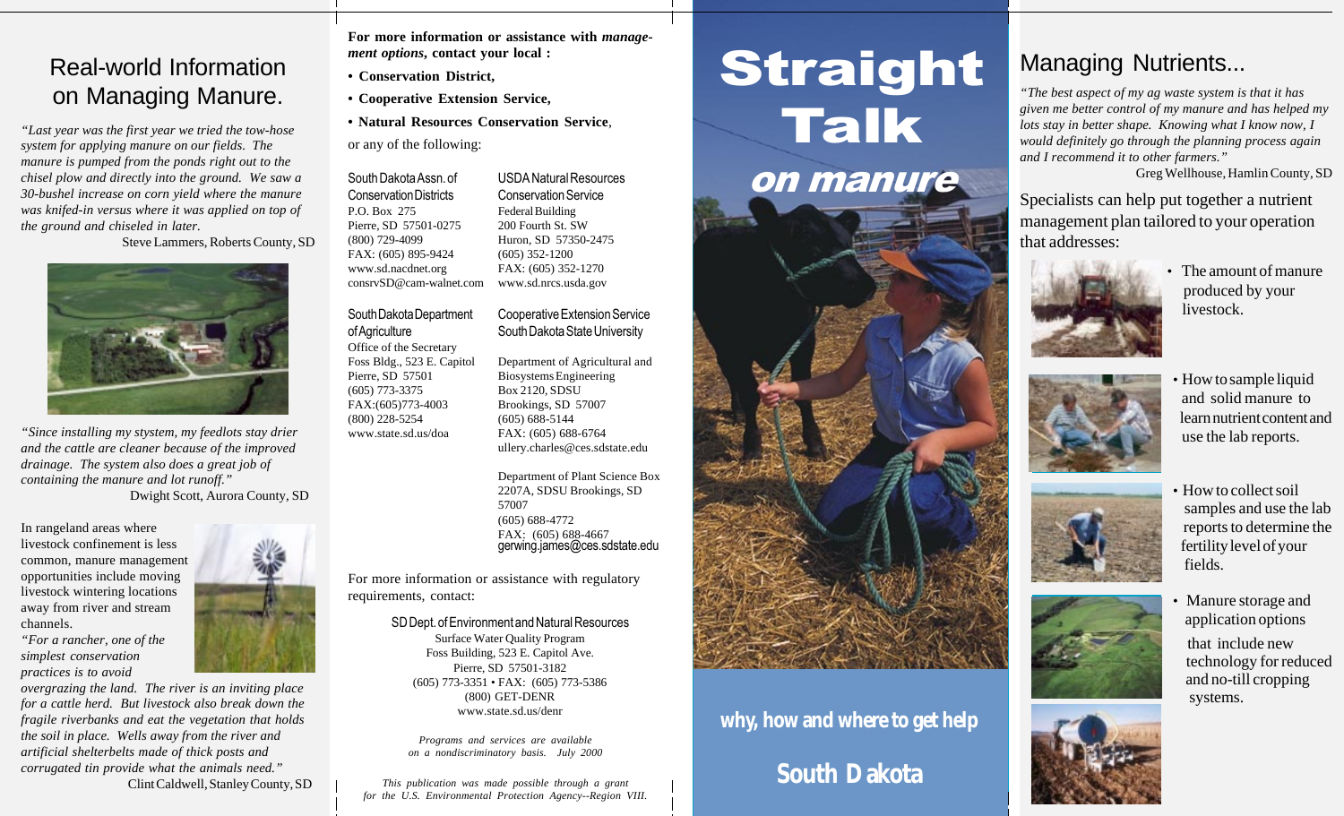# Real-world Information on Managing Manure.

*"Last year was the first year we tried the tow-hose system for applying manure on our fields. The manure is pumped from the ponds right out to the chisel plow and directly into the ground. We saw a 30-bushel increase on corn yield where the manure was knifed-in versus where it was applied on top of the ground and chiseled in later.*

Steve Lammers, Roberts County, SD

*"Since installing my stystem, my feedlots stay drier and the cattle are cleaner because of the improved drainage. The system also does a great job of containing the manure and lot runoff."*

Dwight Scott, Aurora County, SD

In rangeland areas where livestock confinement is less common, manure management opportunities include moving livestock wintering locations away from river and stream channels.

*"For a rancher, one of the simplest conservation practices is to avoid overgrazing the land. The river is an inviting place for a cattle herd. But livestock also break down the fragile riverbanks and eat the vegetation that holds the soil in place. Wells away from the river and artificial shelterbelts made of thick posts and corrugated tin provide what the animals need."*

Clint Caldwell, Stanley County, SD

**For more information or assistance with *management options*, contact your local :**

- **Conservation District,**
- **Cooperative Extension Service,**
- **Natural Resources Conservation Service**,

or any of the following:

South Dakota Assn. of Conservation Districts
P.O. Box 275
Pierre, SD 57501-0275
(800) 729-4099
FAX: (605) 895-9424
www.sd.nacdnet.org
consrvSD@cam-walnet.com

USDA Natural Resources Conservation Service
Federal Building
200 Fourth St. SW
Huron, SD 57350-2475
(605) 352-1200
FAX: (605) 352-1270
www.sd.nrcs.usda.gov

South Dakota Department of Agriculture
Office of the Secretary
Foss Bldg., 523 E. Capitol
Pierre, SD 57501
(605) 773-3375
FAX:(605)773-4003
(800) 228-5254
www.state.sd.us/doa

Cooperative Extension Service South Dakota State University

Department of Agricultural and Biosystems Engineering
Box 2120, SDSU
Brookings, SD 57007
(605) 688-5144
FAX: (605) 688-6764
ullery.charles@ces.sdstate.edu

Department of Plant Science Box 2207A, SDSU Brookings, SD 57007
(605) 688-4772
FAX: (605) 688-4667
gerwing.james@ces.sdstate.edu

For more information or assistance with regulatory requirements, contact:

SD Dept. of Environment and Natural Resources
Surface Water Quality Program
Foss Building, 523 E. Capitol Ave.
Pierre, SD 57501-3182
(605) 773-3351 • FAX: (605) 773-5386
(800) GET-DENR
www.state.sd.us/denr

*Programs and services are available on a nondiscriminatory basis. July 2000*

*This publication was made possible through a grant for the U.S. Environmental Protection Agency--Region VIII.*

# Straight Talk *on manure*

**why, how and where to get help**

**South Dakota**

## Managing Nutrients...

*"The best aspect of my ag waste system is that it has given me better control of my manure and has helped my lots stay in better shape. Knowing what I know now, I would definitely go through the planning process again and I recommend it to other farmers."*

Greg Wellhouse, Hamlin County, SD

Specialists can help put together a nutrient management plan tailored to your operation that addresses:

- The amount of manure produced by your livestock.
- How to sample liquid and solid manure to learn nutrient content and use the lab reports.
- How to collect soil samples and use the lab reports to determine the fertility level of your fields.
- Manure storage and application options that include new technology for reduced and no-till cropping systems.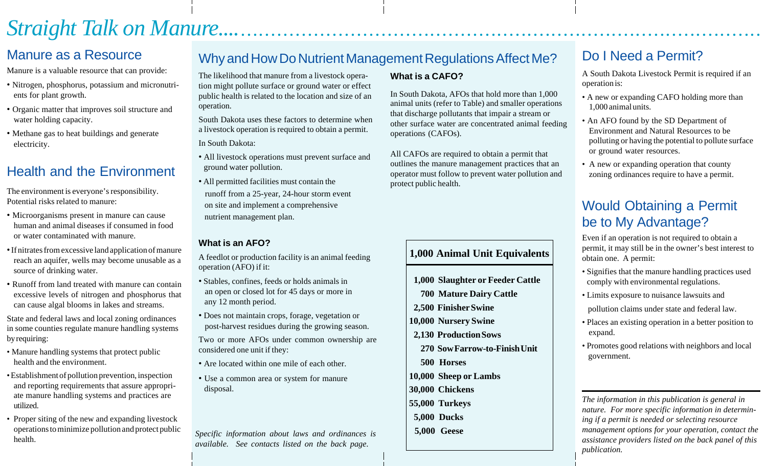# Straight Talk on Manure....

## Manure as a Resource

Manure is a valuable resource that can provide:

- Nitrogen, phosphorus, potassium and micronutrients for plant growth.
- Organic matter that improves soil structure and water holding capacity.
- Methane gas to heat buildings and generate electricity.

## Health and the Environment

The environment is everyone's responsibility. Potential risks related to manure:

- Microorganisms present in manure can cause human and animal diseases if consumed in food or water contaminated with manure.
- If nitrates from excessive land application of manure reach an aquifer, wells may become unusable as a source of drinking water.
- Runoff from land treated with manure can contain excessive levels of nitrogen and phosphorus that can cause algal blooms in lakes and streams.

State and federal laws and local zoning ordinances in some counties regulate manure handling systems by requiring:

- Manure handling systems that protect public health and the environment.
- Establishment of pollution prevention, inspection and reporting requirements that assure appropriate manure handling systems and practices are utilized.
- Proper siting of the new and expanding livestock operations to minimize pollution and protect public health.

## Why and How Do Nutrient Management Regulations Affect Me?

The likelihood that manure from a livestock operation might pollute surface or ground water or effect public health is related to the location and size of an operation.

South Dakota uses these factors to determine when a livestock operation is required to obtain a permit.

In South Dakota:

- All livestock operations must prevent surface and ground water pollution.
- All permitted facilities must contain the runoff from a 25-year, 24-hour storm event on site and implement a comprehensive nutrient management plan.

### What is an AFO?

A feedlot or production facility is an animal feeding operation (AFO) if it:

- Stables, confines, feeds or holds animals in an open or closed lot for 45 days or more in any 12 month period.
- Does not maintain crops, forage, vegetation or post-harvest residues during the growing season.

Two or more AFOs under common ownership are considered one unit if they:

- Are located within one mile of each other.
- Use a common area or system for manure disposal.

### What is a CAFO?

In South Dakota, AFOs that hold more than 1,000 animal units (refer to Table) and smaller operations that discharge pollutants that impair a stream or other surface water are concentrated animal feeding operations (CAFOs).

All CAFOs are required to obtain a permit that outlines the manure management practices that an operator must follow to prevent water pollution and protect public health.

| 1,000 Animal Unit Equivalents | |
|---|---|
| **1,000** | **Slaughter or Feeder Cattle** |
| **700** | **Mature Dairy Cattle** |
| **2,500** | **Finisher Swine** |
| **10,000** | **Nursery Swine** |
| **2,130** | **Production Sows** |
| **270** | **Sow Farrow-to-Finish Unit** |
| **500** | **Horses** |
| **10,000** | **Sheep or Lambs** |
| **30,000** | **Chickens** |
| **55,000** | **Turkeys** |
| **5,000** | **Ducks** |
| **5,000** | **Geese** |

*Specific information about laws and ordinances is available. See contacts listed on the back page.*

## Do I Need a Permit?

A South Dakota Livestock Permit is required if an operation is:

- A new or expanding CAFO holding more than 1,000 animal units.
- An AFO found by the SD Department of Environment and Natural Resources to be polluting or having the potential to pollute surface or ground water resources.
- A new or expanding operation that county zoning ordinances require to have a permit.

## Would Obtaining a Permit be to My Advantage?

Even if an operation is not required to obtain a permit, it may still be in the owner's best interest to obtain one. A permit:

- Signifies that the manure handling practices used comply with environmental regulations.
- Limits exposure to nuisance lawsuits and pollution claims under state and federal law.
- Places an existing operation in a better position to expand.
- Promotes good relations with neighbors and local government.

*The information in this publication is general in nature. For more specific information in determining if a permit is needed or selecting resource management options for your operation, contact the assistance providers listed on the back panel of this publication.*